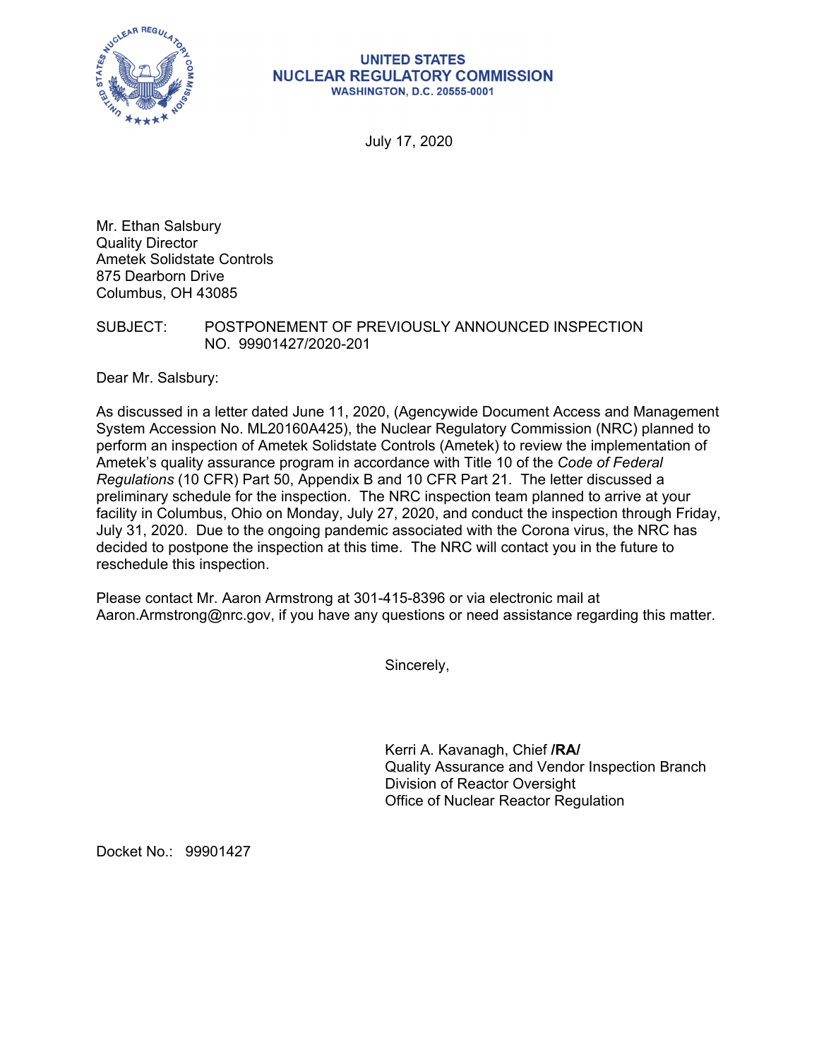**UNITED STATES**
**NUCLEAR REGULATORY COMMISSION**
**WASHINGTON, D.C. 20555-0001**

July 17, 2020

Mr. Ethan Salsbury
Quality Director
Ametek Solidstate Controls
875 Dearborn Drive
Columbus, OH 43085

SUBJECT: POSTPONEMENT OF PREVIOUSLY ANNOUNCED INSPECTION NO. 99901427/2020-201

Dear Mr. Salsbury:

As discussed in a letter dated June 11, 2020, (Agencywide Document Access and Management System Accession No. ML20160A425), the Nuclear Regulatory Commission (NRC) planned to perform an inspection of Ametek Solidstate Controls (Ametek) to review the implementation of Ametek's quality assurance program in accordance with Title 10 of the *Code of Federal Regulations* (10 CFR) Part 50, Appendix B and 10 CFR Part 21. The letter discussed a preliminary schedule for the inspection. The NRC inspection team planned to arrive at your facility in Columbus, Ohio on Monday, July 27, 2020, and conduct the inspection through Friday, July 31, 2020. Due to the ongoing pandemic associated with the Corona virus, the NRC has decided to postpone the inspection at this time. The NRC will contact you in the future to reschedule this inspection.

Please contact Mr. Aaron Armstrong at 301-415-8396 or via electronic mail at Aaron.Armstrong@nrc.gov, if you have any questions or need assistance regarding this matter.

Sincerely,

Kerri A. Kavanagh, Chief **/RA/**
Quality Assurance and Vendor Inspection Branch
Division of Reactor Oversight
Office of Nuclear Reactor Regulation

Docket No.: 99901427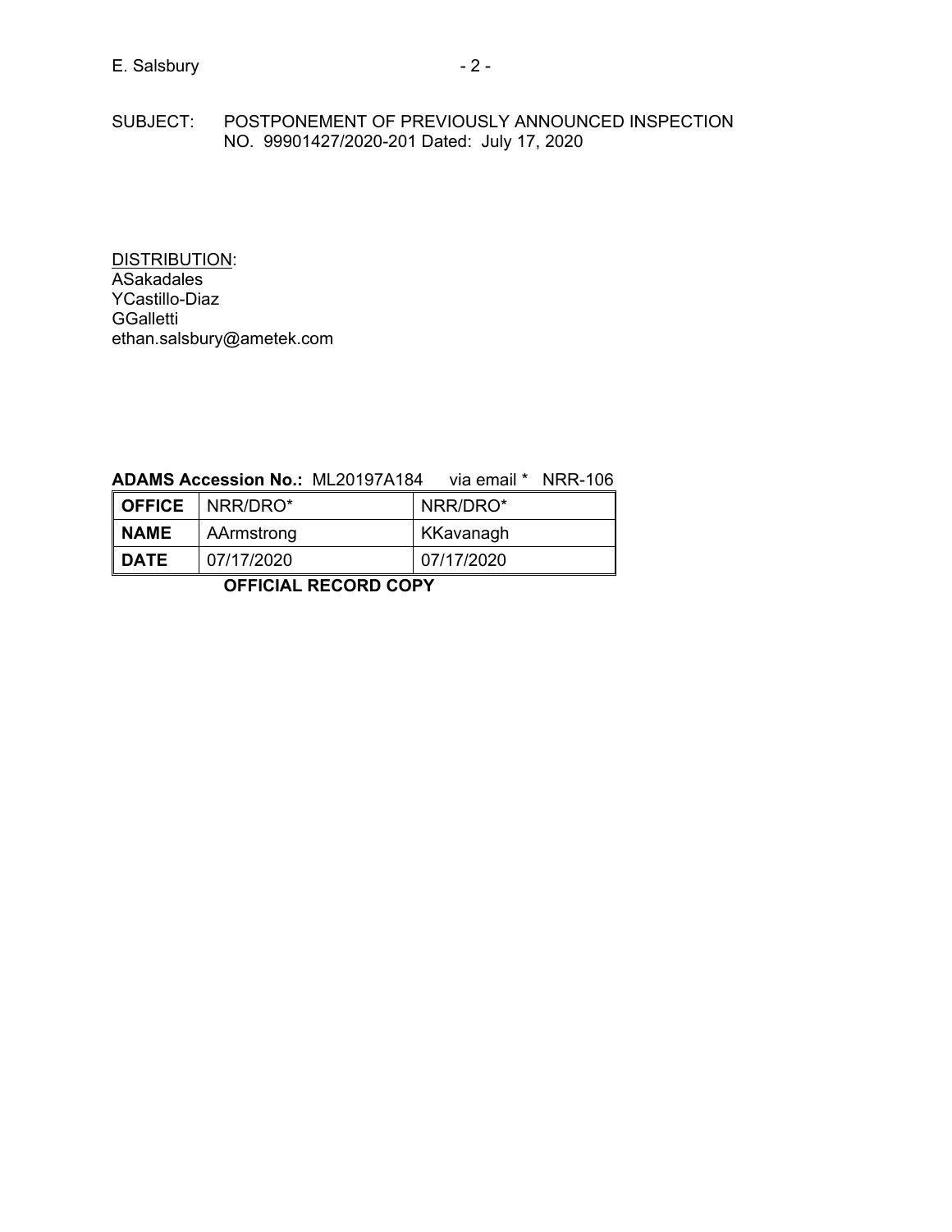SUBJECT: POSTPONEMENT OF PREVIOUSLY ANNOUNCED INSPECTION NO. 99901427/2020-201 Dated: July 17, 2020

DISTRIBUTION:
ASakadales
YCastillo-Diaz
GGalletti
ethan.salsbury@ametek.com

**ADAMS Accession No.:** ML20197A184 via email * NRR-106

| **OFFICE** | NRR/DRO* | NRR/DRO* |
|---|---|---|
| **NAME** | AArmstrong | KKavanagh |
| **DATE** | 07/17/2020 | 07/17/2020 |

**OFFICIAL RECORD COPY**